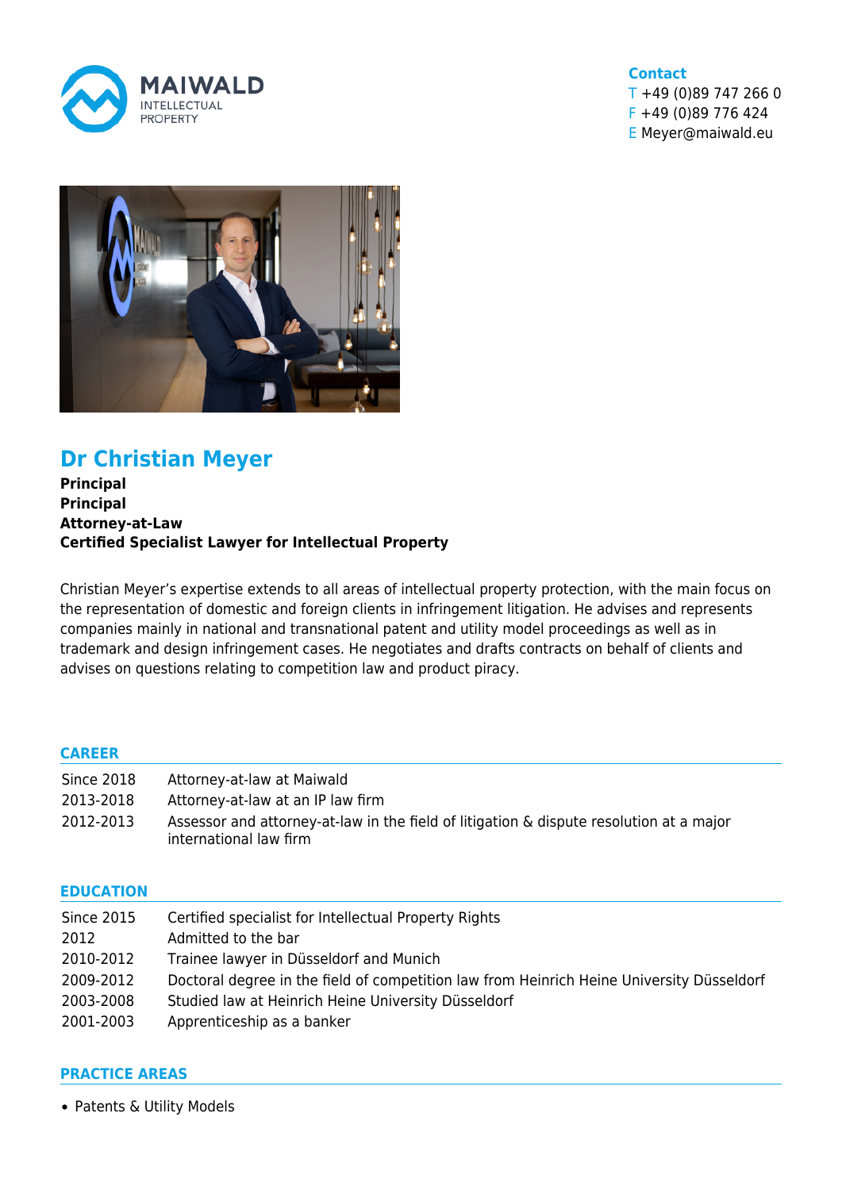**MAIWALD**
INTELLECTUAL PROPERTY

**Contact**
T +49 (0)89 747 266 0
F +49 (0)89 776 424
E Meyer@maiwald.eu

# Dr Christian Meyer

**Principal**
**Principal**
**Attorney-at-Law**
**Certified Specialist Lawyer for Intellectual Property**

Christian Meyer's expertise extends to all areas of intellectual property protection, with the main focus on the representation of domestic and foreign clients in infringement litigation. He advises and represents companies mainly in national and transnational patent and utility model proceedings as well as in trademark and design infringement cases. He negotiates and drafts contracts on behalf of clients and advises on questions relating to competition law and product piracy.

## CAREER

| | |
|---|---|
| Since 2018 | Attorney-at-law at Maiwald |
| 2013-2018 | Attorney-at-law at an IP law firm |
| 2012-2013 | Assessor and attorney-at-law in the field of litigation & dispute resolution at a major international law firm |

## EDUCATION

| | |
|---|---|
| Since 2015 | Certified specialist for Intellectual Property Rights |
| 2012 | Admitted to the bar |
| 2010-2012 | Trainee lawyer in Düsseldorf and Munich |
| 2009-2012 | Doctoral degree in the field of competition law from Heinrich Heine University Düsseldorf |
| 2003-2008 | Studied law at Heinrich Heine University Düsseldorf |
| 2001-2003 | Apprenticeship as a banker |

## PRACTICE AREAS

- Patents & Utility Models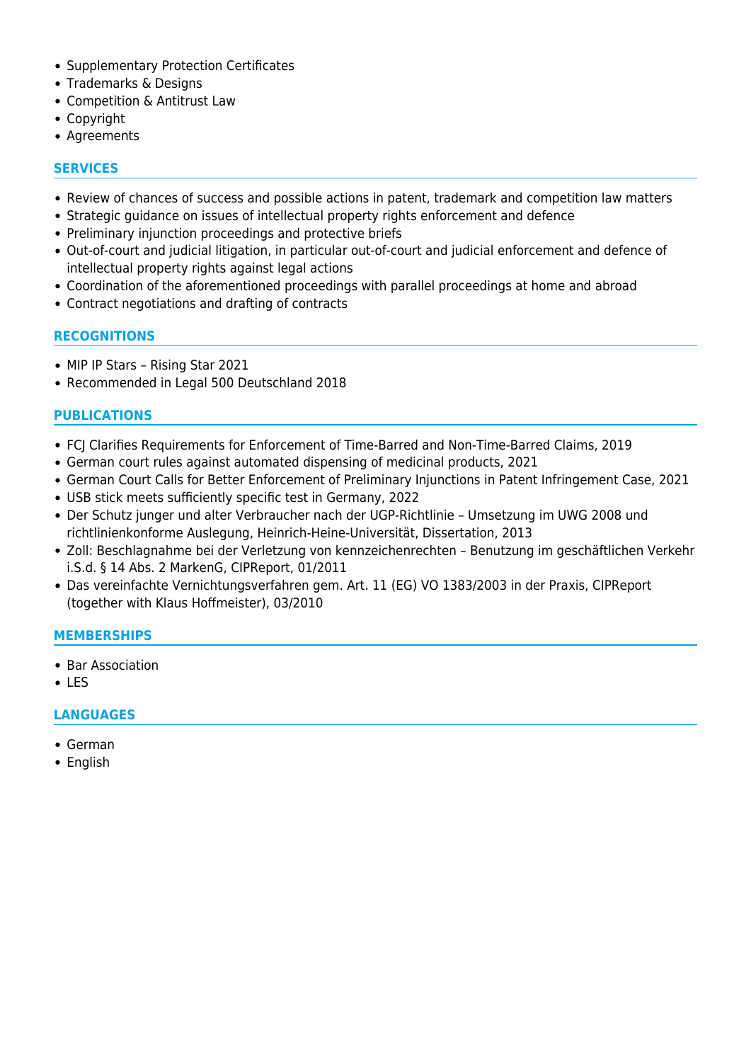- Supplementary Protection Certificates
- Trademarks & Designs
- Competition & Antitrust Law
- Copyright
- Agreements

## SERVICES

- Review of chances of success and possible actions in patent, trademark and competition law matters
- Strategic guidance on issues of intellectual property rights enforcement and defence
- Preliminary injunction proceedings and protective briefs
- Out-of-court and judicial litigation, in particular out-of-court and judicial enforcement and defence of intellectual property rights against legal actions
- Coordination of the aforementioned proceedings with parallel proceedings at home and abroad
- Contract negotiations and drafting of contracts

## RECOGNITIONS

- MIP IP Stars – Rising Star 2021
- Recommended in Legal 500 Deutschland 2018

## PUBLICATIONS

- FCJ Clarifies Requirements for Enforcement of Time-Barred and Non-Time-Barred Claims, 2019
- German court rules against automated dispensing of medicinal products, 2021
- German Court Calls for Better Enforcement of Preliminary Injunctions in Patent Infringement Case, 2021
- USB stick meets sufficiently specific test in Germany, 2022
- Der Schutz junger und alter Verbraucher nach der UGP-Richtlinie – Umsetzung im UWG 2008 und richtlinienkonforme Auslegung, Heinrich-Heine-Universität, Dissertation, 2013
- Zoll: Beschlagnahme bei der Verletzung von kennzeichenrechten – Benutzung im geschäftlichen Verkehr i.S.d. § 14 Abs. 2 MarkenG, CIPReport, 01/2011
- Das vereinfachte Vernichtungsverfahren gem. Art. 11 (EG) VO 1383/2003 in der Praxis, CIPReport (together with Klaus Hoffmeister), 03/2010

## MEMBERSHIPS

- Bar Association
- LES

## LANGUAGES

- German
- English